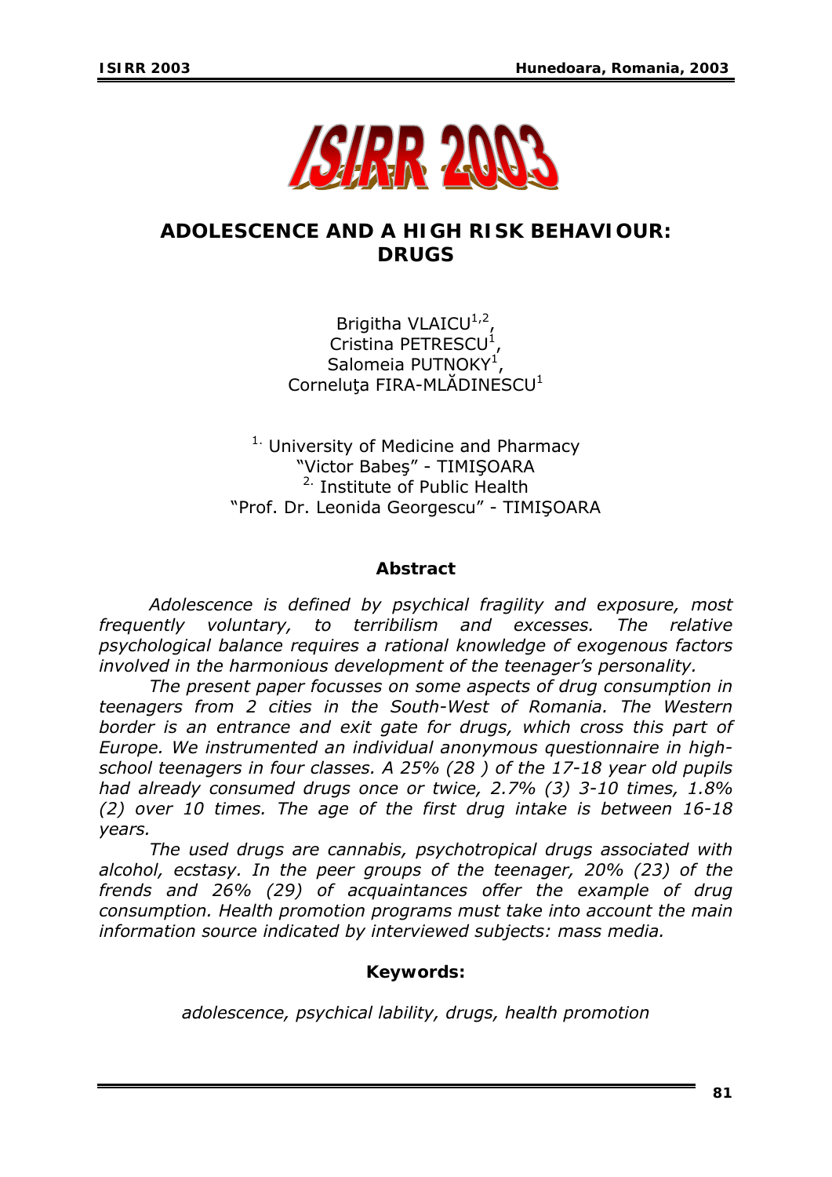# ADOLESCENCE AND A HIGH RISK BEHAVIOUR: DRUGS

Brigitha VLAICU[1,2],
Cristina PETRESCU[1],
Salomeia PUTNOKY[1],
Corneluţa FIRA-MLĂDINESCU[1]

[1.] University of Medicine and Pharmacy
"Victor Babeş" - TIMIŞOARA
[2.] Institute of Public Health
"Prof. Dr. Leonida Georgescu" - TIMIŞOARA

### Abstract

*Adolescence is defined by psychical fragility and exposure, most frequently voluntary, to terribilism and excesses. The relative psychological balance requires a rational knowledge of exogenous factors involved in the harmonious development of the teenager's personality.*

*The present paper focusses on some aspects of drug consumption in teenagers from 2 cities in the South-West of Romania. The Western border is an entrance and exit gate for drugs, which cross this part of Europe. We instrumented an individual anonymous questionnaire in high-school teenagers in four classes. A 25% (28 ) of the 17-18 year old pupils had already consumed drugs once or twice, 2.7% (3) 3-10 times, 1.8% (2) over 10 times. The age of the first drug intake is between 16-18 years.*

*The used drugs are cannabis, psychotropical drugs associated with alcohol, ecstasy. In the peer groups of the teenager, 20% (23) of the frends and 26% (29) of acquaintances offer the example of drug consumption. Health promotion programs must take into account the main information source indicated by interviewed subjects: mass media.*

### Keywords:

*adolescence, psychical lability, drugs, health promotion*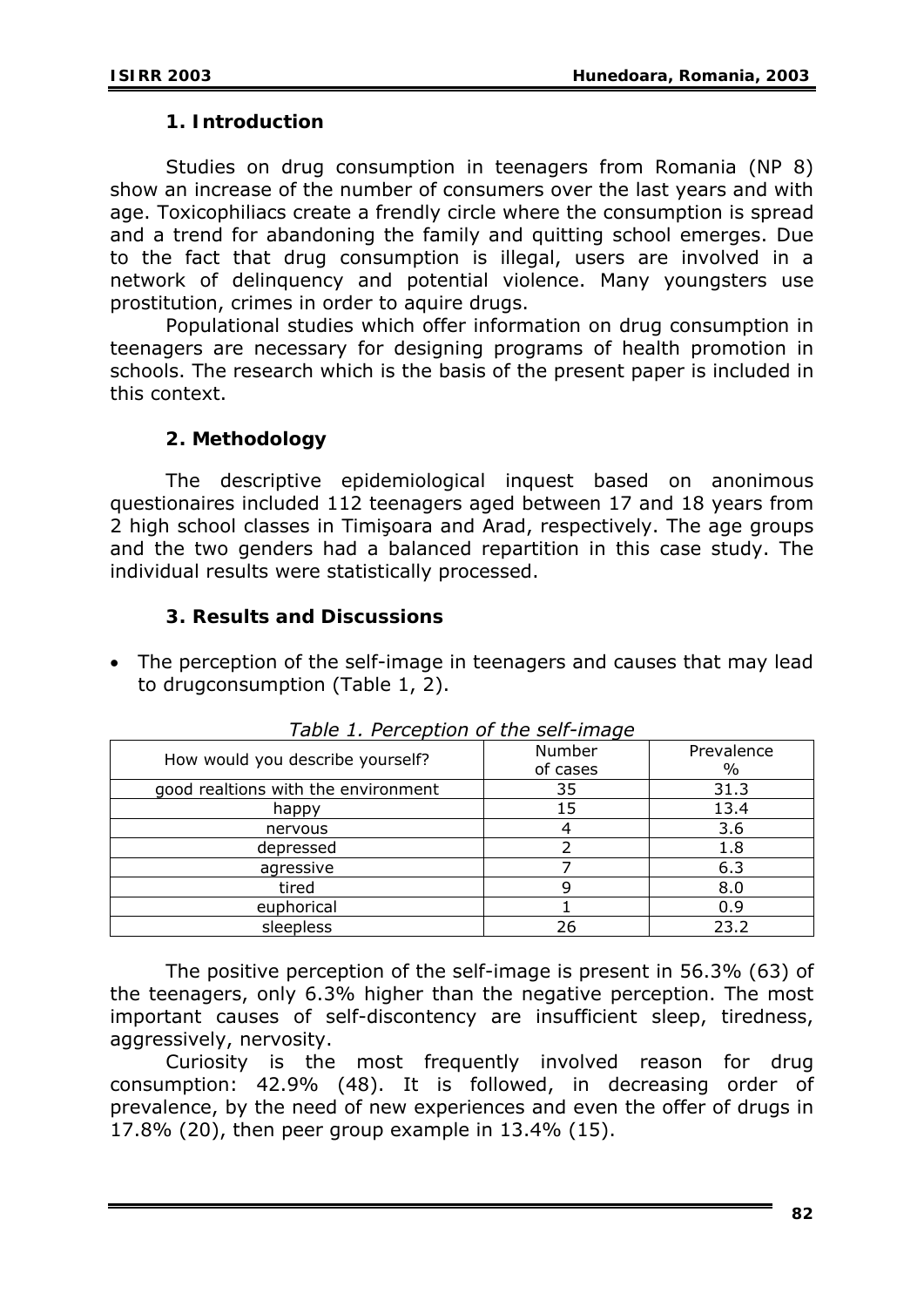## 1. Introduction

Studies on drug consumption in teenagers from Romania (NP 8) show an increase of the number of consumers over the last years and with age. Toxicophiliacs create a frendly circle where the consumption is spread and a trend for abandoning the family and quitting school emerges. Due to the fact that drug consumption is illegal, users are involved in a network of delinquency and potential violence. Many youngsters use prostitution, crimes in order to aquire drugs.

Populational studies which offer information on drug consumption in teenagers are necessary for designing programs of health promotion in schools. The research which is the basis of the present paper is included in this context.

## 2. Methodology

The descriptive epidemiological inquest based on anonimous questionaires included 112 teenagers aged between 17 and 18 years from 2 high school classes in Timişoara and Arad, respectively. The age groups and the two genders had a balanced repartition in this case study. The individual results were statistically processed.

## 3. Results and Discussions

- The perception of the self-image in teenagers and causes that may lead to drugconsumption (Table 1, 2).

*Table 1. Perception of the self-image*

| How would you describe yourself? | Number of cases | Prevalence % |
|---|---|---|
| good realtions with the environment | 35 | 31.3 |
| happy | 15 | 13.4 |
| nervous | 4 | 3.6 |
| depressed | 2 | 1.8 |
| agressive | 7 | 6.3 |
| tired | 9 | 8.0 |
| euphorical | 1 | 0.9 |
| sleepless | 26 | 23.2 |

The positive perception of the self-image is present in 56.3% (63) of the teenagers, only 6.3% higher than the negative perception. The most important causes of self-discontency are insufficient sleep, tiredness, aggressively, nervosity.

Curiosity is the most frequently involved reason for drug consumption: 42.9% (48). It is followed, in decreasing order of prevalence, by the need of new experiences and even the offer of drugs in 17.8% (20), then peer group example in 13.4% (15).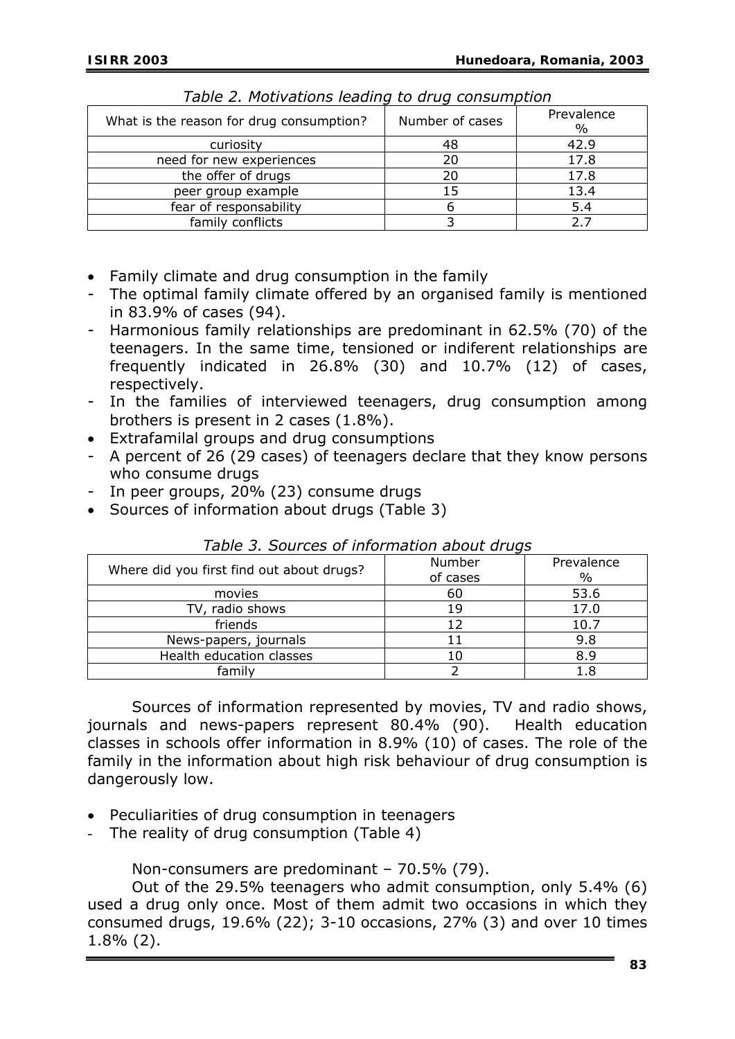*Table 2. Motivations leading to drug consumption*

| What is the reason for drug consumption? | Number of cases | Prevalence % |
|---|---|---|
| curiosity | 48 | 42.9 |
| need for new experiences | 20 | 17.8 |
| the offer of drugs | 20 | 17.8 |
| peer group example | 15 | 13.4 |
| fear of responsability | 6 | 5.4 |
| family conflicts | 3 | 2.7 |

- Family climate and drug consumption in the family
- The optimal family climate offered by an organised family is mentioned in 83.9% of cases (94).
- Harmonious family relationships are predominant in 62.5% (70) of the teenagers. In the same time, tensioned or indiferent relationships are frequently indicated in 26.8% (30) and 10.7% (12) of cases, respectively.
- In the families of interviewed teenagers, drug consumption among brothers is present in 2 cases (1.8%).
- Extrafamilal groups and drug consumptions
- A percent of 26 (29 cases) of teenagers declare that they know persons who consume drugs
- In peer groups, 20% (23) consume drugs
- Sources of information about drugs (Table 3)

*Table 3. Sources of information about drugs*

| Where did you first find out about drugs? | Number of cases | Prevalence % |
|---|---|---|
| movies | 60 | 53.6 |
| TV, radio shows | 19 | 17.0 |
| friends | 12 | 10.7 |
| News-papers, journals | 11 | 9.8 |
| Health education classes | 10 | 8.9 |
| family | 2 | 1.8 |

Sources of information represented by movies, TV and radio shows, journals and news-papers represent 80.4% (90). Health education classes in schools offer information in 8.9% (10) of cases. The role of the family in the information about high risk behaviour of drug consumption is dangerously low.

- Peculiarities of drug consumption in teenagers
- The reality of drug consumption (Table 4)

Non-consumers are predominant – 70.5% (79).

Out of the 29.5% teenagers who admit consumption, only 5.4% (6) used a drug only once. Most of them admit two occasions in which they consumed drugs, 19.6% (22); 3-10 occasions, 27% (3) and over 10 times 1.8% (2).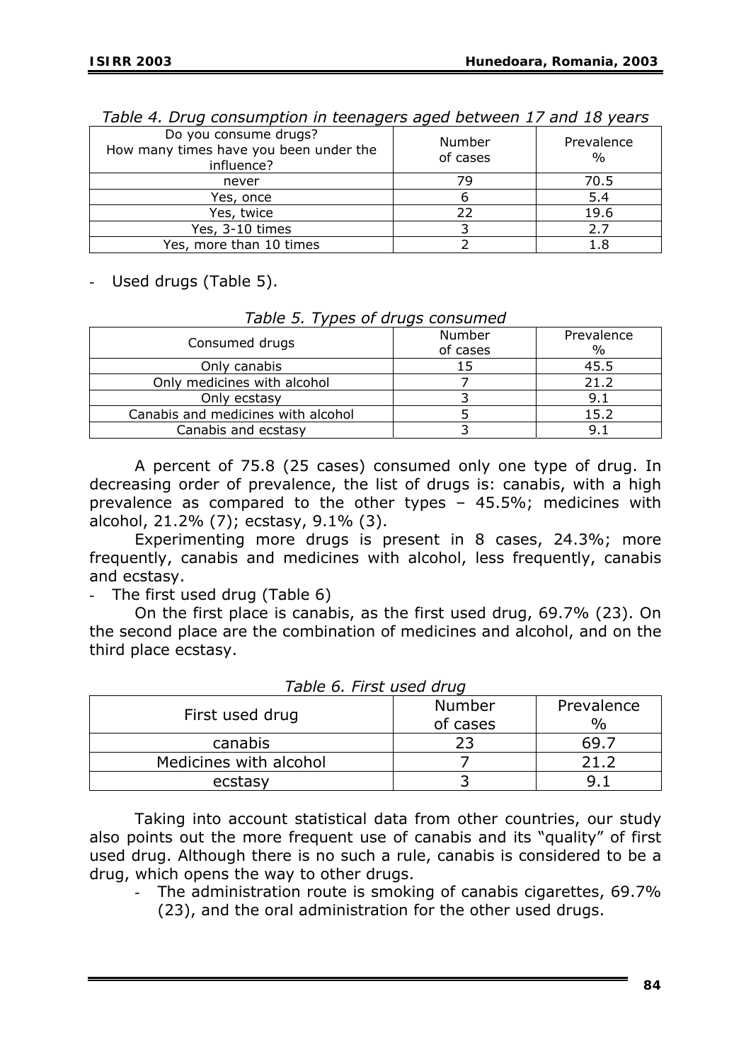*Table 4. Drug consumption in teenagers aged between 17 and 18 years*

| Do you consume drugs? How many times have you been under the influence? | Number of cases | Prevalence % |
|---|---|---|
| never | 79 | 70.5 |
| Yes, once | 6 | 5.4 |
| Yes, twice | 22 | 19.6 |
| Yes, 3-10 times | 3 | 2.7 |
| Yes, more than 10 times | 2 | 1.8 |

- Used drugs (Table 5).

*Table 5. Types of drugs consumed*

| Consumed drugs | Number of cases | Prevalence % |
|---|---|---|
| Only canabis | 15 | 45.5 |
| Only medicines with alcohol | 7 | 21.2 |
| Only ecstasy | 3 | 9.1 |
| Canabis and medicines with alcohol | 5 | 15.2 |
| Canabis and ecstasy | 3 | 9.1 |

A percent of 75.8 (25 cases) consumed only one type of drug. In decreasing order of prevalence, the list of drugs is: canabis, with a high prevalence as compared to the other types – 45.5%; medicines with alcohol, 21.2% (7); ecstasy, 9.1% (3).

Experimenting more drugs is present in 8 cases, 24.3%; more frequently, canabis and medicines with alcohol, less frequently, canabis and ecstasy.

- The first used drug (Table 6)

On the first place is canabis, as the first used drug, 69.7% (23). On the second place are the combination of medicines and alcohol, and on the third place ecstasy.

*Table 6. First used drug*

| First used drug | Number of cases | Prevalence % |
|---|---|---|
| canabis | 23 | 69.7 |
| Medicines with alcohol | 7 | 21.2 |
| ecstasy | 3 | 9.1 |

Taking into account statistical data from other countries, our study also points out the more frequent use of canabis and its "quality" of first used drug. Although there is no such a rule, canabis is considered to be a drug, which opens the way to other drugs.

- The administration route is smoking of canabis cigarettes, 69.7% (23), and the oral administration for the other used drugs.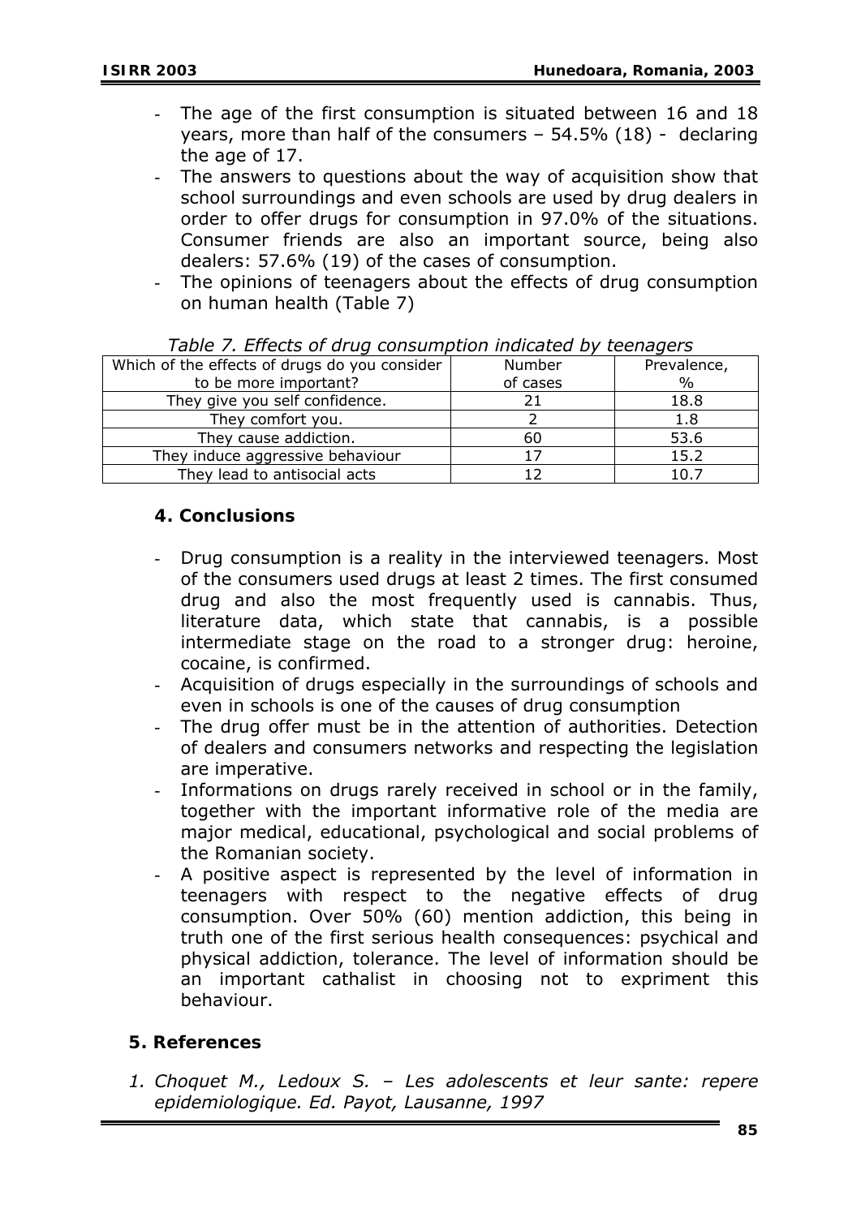- The age of the first consumption is situated between 16 and 18 years, more than half of the consumers – 54.5% (18) - declaring the age of 17.
- The answers to questions about the way of acquisition show that school surroundings and even schools are used by drug dealers in order to offer drugs for consumption in 97.0% of the situations. Consumer friends are also an important source, being also dealers: 57.6% (19) of the cases of consumption.
- The opinions of teenagers about the effects of drug consumption on human health (Table 7)

*Table 7. Effects of drug consumption indicated by teenagers*

| Which of the effects of drugs do you consider to be more important? | Number of cases | Prevalence, % |
|---|---|---|
| They give you self confidence. | 21 | 18.8 |
| They comfort you. | 2 | 1.8 |
| They cause addiction. | 60 | 53.6 |
| They induce aggressive behaviour | 17 | 15.2 |
| They lead to antisocial acts | 12 | 10.7 |

## 4. Conclusions

- Drug consumption is a reality in the interviewed teenagers. Most of the consumers used drugs at least 2 times. The first consumed drug and also the most frequently used is cannabis. Thus, literature data, which state that cannabis, is a possible intermediate stage on the road to a stronger drug: heroine, cocaine, is confirmed.
- Acquisition of drugs especially in the surroundings of schools and even in schools is one of the causes of drug consumption
- The drug offer must be in the attention of authorities. Detection of dealers and consumers networks and respecting the legislation are imperative.
- Informations on drugs rarely received in school or in the family, together with the important informative role of the media are major medical, educational, psychological and social problems of the Romanian society.
- A positive aspect is represented by the level of information in teenagers with respect to the negative effects of drug consumption. Over 50% (60) mention addiction, this being in truth one of the first serious health consequences: psychical and physical addiction, tolerance. The level of information should be an important cathalist in choosing not to expriment this behaviour.

## 5. References

1. *Choquet M., Ledoux S. – Les adolescents et leur sante: repere epidemiologique. Ed. Payot, Lausanne, 1997*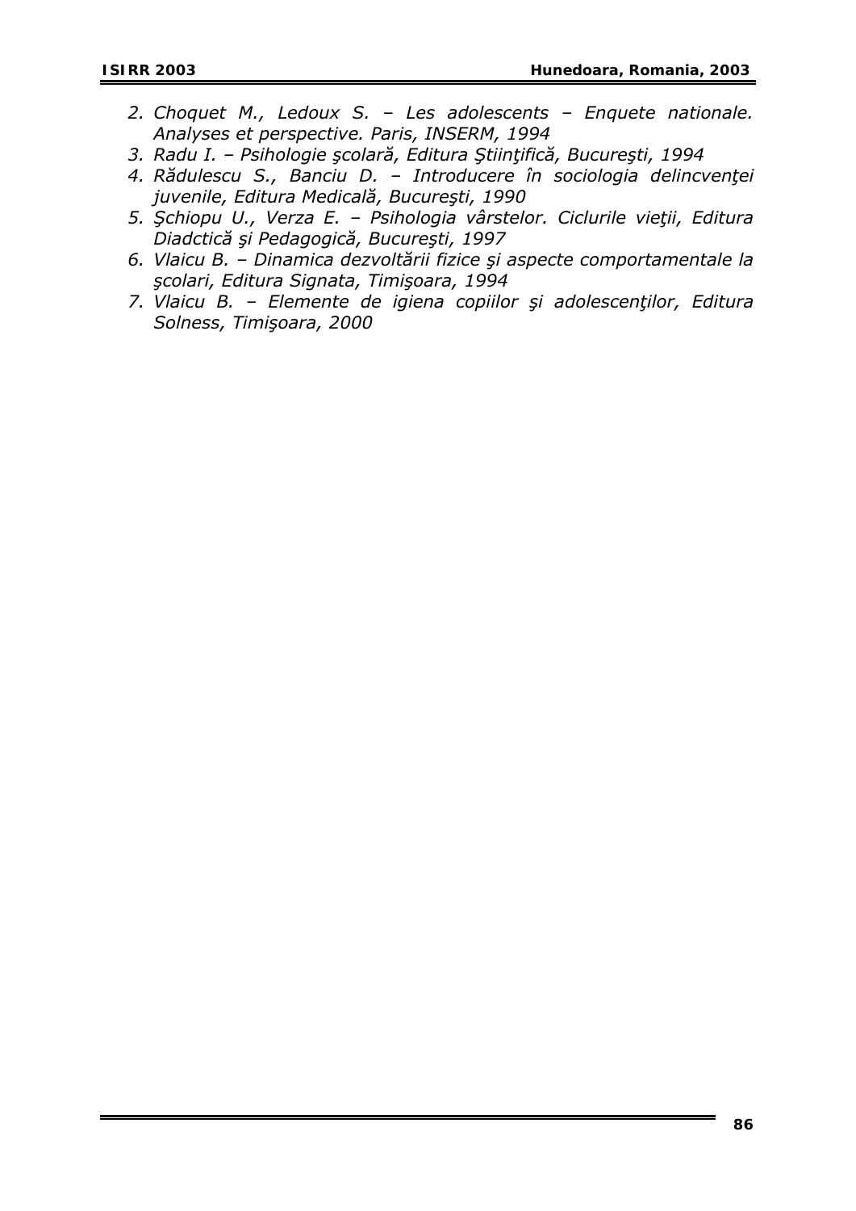2. *Choquet M., Ledoux S. – Les adolescents – Enquete nationale. Analyses et perspective. Paris, INSERM, 1994*
3. *Radu I. – Psihologie şcolară, Editura Ştiinţifică, Bucureşti, 1994*
4. *Rădulescu S., Banciu D. – Introducere în sociologia delincvenţei juvenile, Editura Medicală, Bucureşti, 1990*
5. *Şchiopu U., Verza E. – Psihologia vârstelor. Ciclurile vieţii, Editura Diadctică şi Pedagogică, Bucureşti, 1997*
6. *Vlaicu B. – Dinamica dezvoltării fizice şi aspecte comportamentale la şcolari, Editura Signata, Timişoara, 1994*
7. *Vlaicu B. – Elemente de igiena copiilor şi adolescenţilor, Editura Solness, Timişoara, 2000*